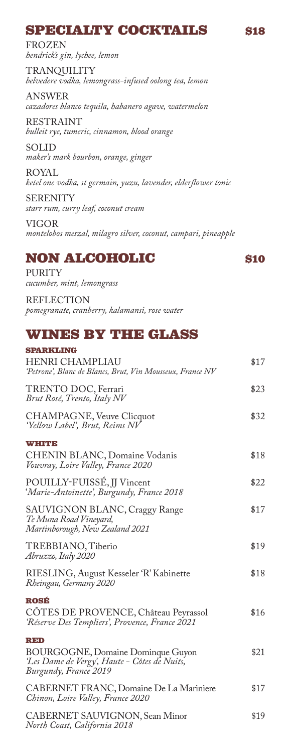## SPECIALTY COCKTAILS $18

FROZEN
*hendrick's gin, lychee, lemon*

TRANQUILITY
*belvedere vodka, lemongrass-infused oolong tea, lemon*

ANSWER
*cazadores blanco tequila, habanero agave, watermelon*

RESTRAINT
*bulleit rye, tumeric, cinnamon, blood orange*

SOLID
*maker's mark bourbon, orange, ginger*

ROYAL
*ketel one vodka, st germain, yuzu, lavender, elderflower tonic*

SERENITY
*starr rum, curry leaf, coconut cream*

VIGOR
*montelobos meszal, milagro silver, coconut, campari, pineapple*

## NON ALCOHOLIC $10

PURITY
*cucumber, mint, lemongrass*

REFLECTION
*pomegranate, cranberry, kalamansi, rose water*

## WINES BY THE GLASS

### SPARKLING

HENRI CHAMPLIAU — $17
*'Petrone', Blanc de Blancs, Brut, Vin Mousseux, France NV*

TRENTO DOC, Ferrari — $23
*Brut Rosé, Trento, Italy NV*

CHAMPAGNE, Veuve Clicquot — $32
*'Yellow Label', Brut, Reims NV*

### WHITE

CHENIN BLANC, Domaine Vodanis — $18
*Vouvray, Loire Valley, France 2020*

POUILLY-FUISSÉ, JJ Vincent — $22
*'Marie-Antoinette', Burgundy, France 2018*

SAUVIGNON BLANC, Craggy Range — $17
*Te Muna Road Vineyard,*
*Martinborough, New Zealand 2021*

TREBBIANO, Tiberio — $19
*Abruzzo, Italy 2020*

RIESLING, August Kesseler 'R' Kabinette — $18
*Rheingau, Germany 2020*

### ROSÉ

CÔTES DE PROVENCE, Château Peyrassol — $16
*'Réserve Des Templiers', Provence, France 2021*

### RED

BOURGOGNE, Domaine Dominque Guyon — $21
*'Les Dame de Vergy', Haute - Côtes de Nuits,*
*Burgundy, France 2019*

CABERNET FRANC, Domaine De La Mariniere — $17
*Chinon, Loire Valley, France 2020*

CABERNET SAUVIGNON, Sean Minor — $19
*North Coast, California 2018*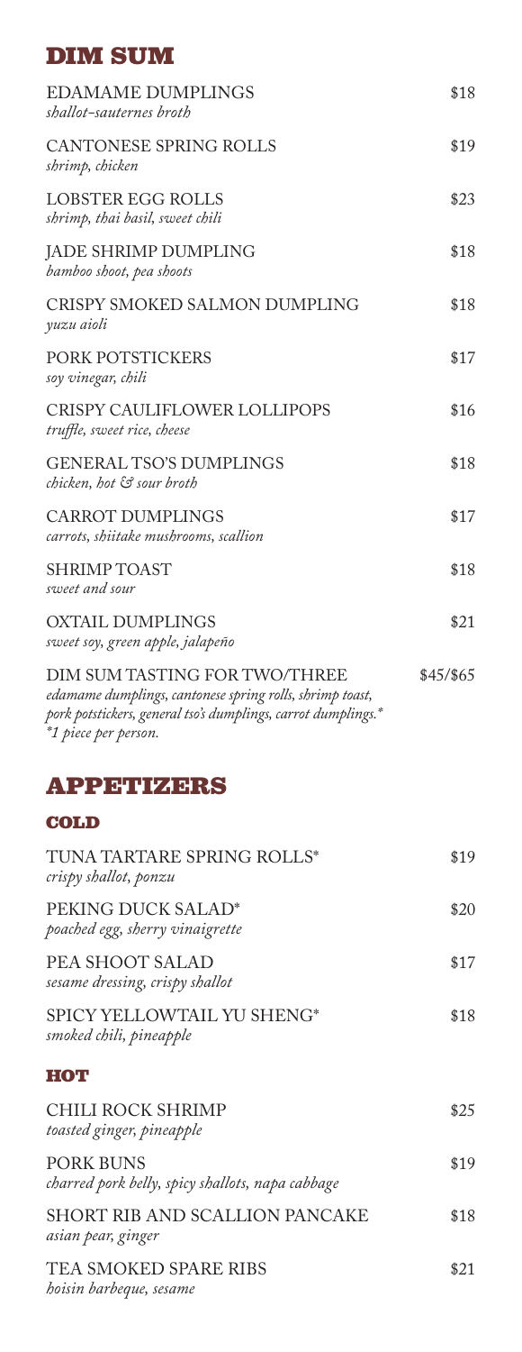## DIM SUM

**EDAMAME DUMPLINGS** — $18
*shallot-sauternes broth*

**CANTONESE SPRING ROLLS** — $19
*shrimp, chicken*

**LOBSTER EGG ROLLS** — $23
*shrimp, thai basil, sweet chili*

**JADE SHRIMP DUMPLING** — $18
*bamboo shoot, pea shoots*

**CRISPY SMOKED SALMON DUMPLING** — $18
*yuzu aioli*

**PORK POTSTICKERS** — $17
*soy vinegar, chili*

**CRISPY CAULIFLOWER LOLLIPOPS** — $16
*truffle, sweet rice, cheese*

**GENERAL TSO'S DUMPLINGS** — $18
*chicken, hot & sour broth*

**CARROT DUMPLINGS** — $17
*carrots, shiitake mushrooms, scallion*

**SHRIMP TOAST** — $18
*sweet and sour*

**OXTAIL DUMPLINGS** — $21
*sweet soy, green apple, jalapeño*

**DIM SUM TASTING FOR TWO/THREE** — $45/$65
*edamame dumplings, cantonese spring rolls, shrimp toast, pork potstickers, general tso's dumplings, carrot dumplings.**
**1 piece per person.*

## APPETIZERS

### COLD

**TUNA TARTARE SPRING ROLLS*** — $19
*crispy shallot, ponzu*

**PEKING DUCK SALAD*** — $20
*poached egg, sherry vinaigrette*

**PEA SHOOT SALAD** — $17
*sesame dressing, crispy shallot*

**SPICY YELLOWTAIL YU SHENG*** — $18
*smoked chili, pineapple*

### HOT

**CHILI ROCK SHRIMP** — $25
*toasted ginger, pineapple*

**PORK BUNS** — $19
*charred pork belly, spicy shallots, napa cabbage*

**SHORT RIB AND SCALLION PANCAKE** — $18
*asian pear, ginger*

**TEA SMOKED SPARE RIBS** — $21
*hoisin barbeque, sesame*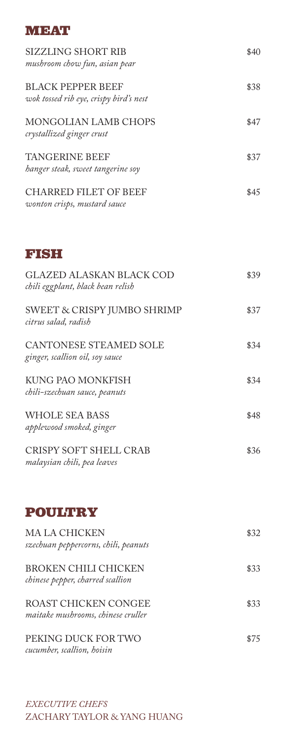## MEAT

SIZZLING SHORT RIB — $40
*mushroom chow fun, asian pear*

BLACK PEPPER BEEF — $38
*wok tossed rib eye, crispy bird's nest*

MONGOLIAN LAMB CHOPS — $47
*crystallized ginger crust*

TANGERINE BEEF — $37
*hanger steak, sweet tangerine soy*

CHARRED FILET OF BEEF — $45
*wonton crisps, mustard sauce*

## FISH

GLAZED ALASKAN BLACK COD — $39
*chili eggplant, black bean relish*

SWEET & CRISPY JUMBO SHRIMP — $37
*citrus salad, radish*

CANTONESE STEAMED SOLE — $34
*ginger, scallion oil, soy sauce*

KUNG PAO MONKFISH — $34
*chili-szechuan sauce, peanuts*

WHOLE SEA BASS — $48
*applewood smoked, ginger*

CRISPY SOFT SHELL CRAB — $36
*malaysian chili, pea leaves*

## POULTRY

MA LA CHICKEN — $32
*szechuan peppercorns, chili, peanuts*

BROKEN CHILI CHICKEN — $33
*chinese pepper, charred scallion*

ROAST CHICKEN CONGEE — $33
*maitake mushrooms, chinese cruller*

PEKING DUCK FOR TWO — $75
*cucumber, scallion, hoisin*

*EXECUTIVE CHEFS*
ZACHARY TAYLOR & YANG HUANG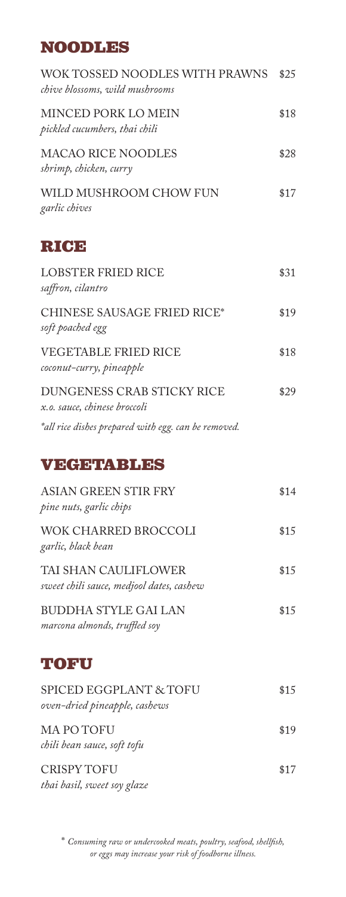## NOODLES

WOK TOSSED NOODLES WITH PRAWNS $25
*chive blossoms, wild mushrooms*

MINCED PORK LO MEIN $18
*pickled cucumbers, thai chili*

MACAO RICE NOODLES $28
*shrimp, chicken, curry*

WILD MUSHROOM CHOW FUN $17
*garlic chives*

## RICE

LOBSTER FRIED RICE $31
*saffron, cilantro*

CHINESE SAUSAGE FRIED RICE* $19
*soft poached egg*

VEGETABLE FRIED RICE $18
*coconut-curry, pineapple*

DUNGENESS CRAB STICKY RICE $29
*x.o. sauce, chinese broccoli*

**all rice dishes prepared with egg. can be removed.*

## VEGETABLES

ASIAN GREEN STIR FRY $14
*pine nuts, garlic chips*

WOK CHARRED BROCCOLI $15
*garlic, black bean*

TAI SHAN CAULIFLOWER $15
*sweet chili sauce, medjool dates, cashew*

BUDDHA STYLE GAI LAN $15
*marcona almonds, truffled soy*

## TOFU

SPICED EGGPLANT & TOFU $15
*oven-dried pineapple, cashews*

MA PO TOFU $19
*chili bean sauce, soft tofu*

CRISPY TOFU $17
*thai basil, sweet soy glaze*

\* *Consuming raw or undercooked meats, poultry, seafood, shellfish, or eggs may increase your risk of foodborne illness.*